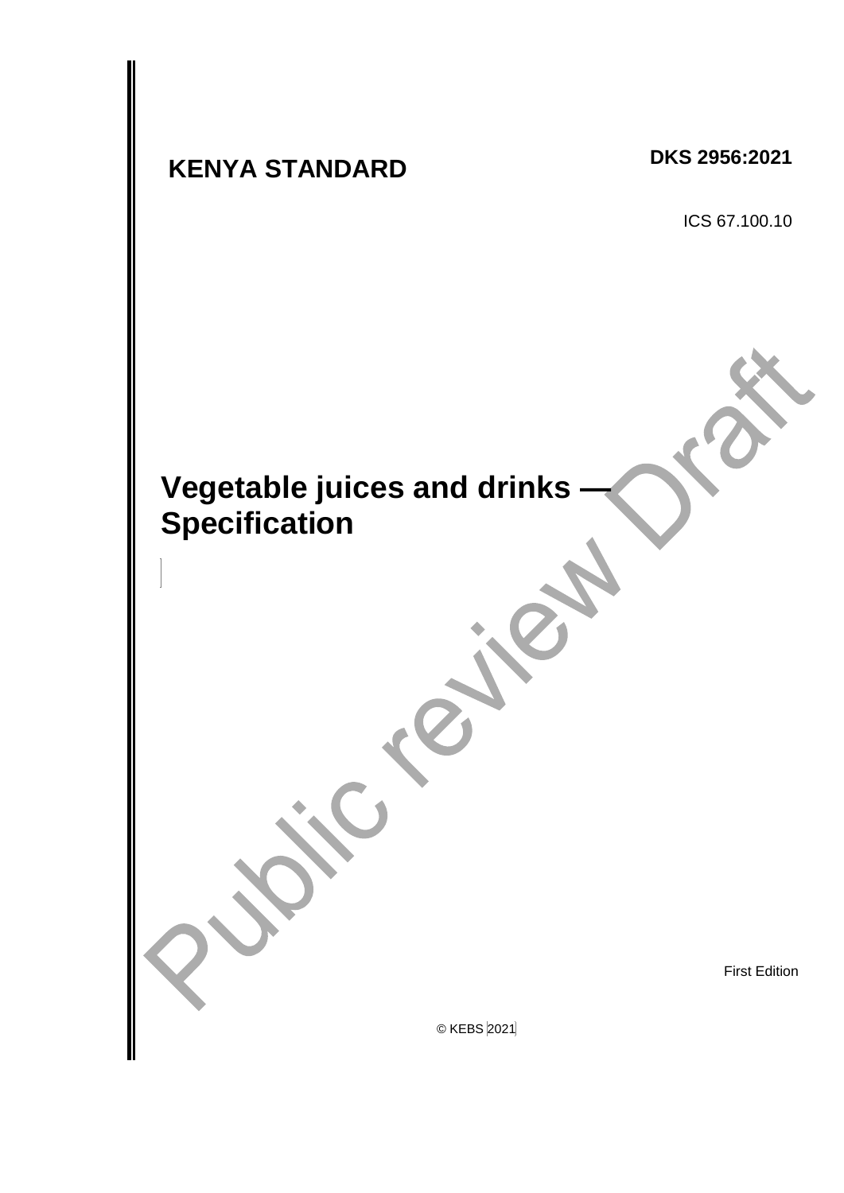**KENYA STANDARD** **DKS 2956:2021**

ICS 67.100.10

# Vegetable juices and drinks — Specification

Public review Draft

First Edition

© KEBS 2021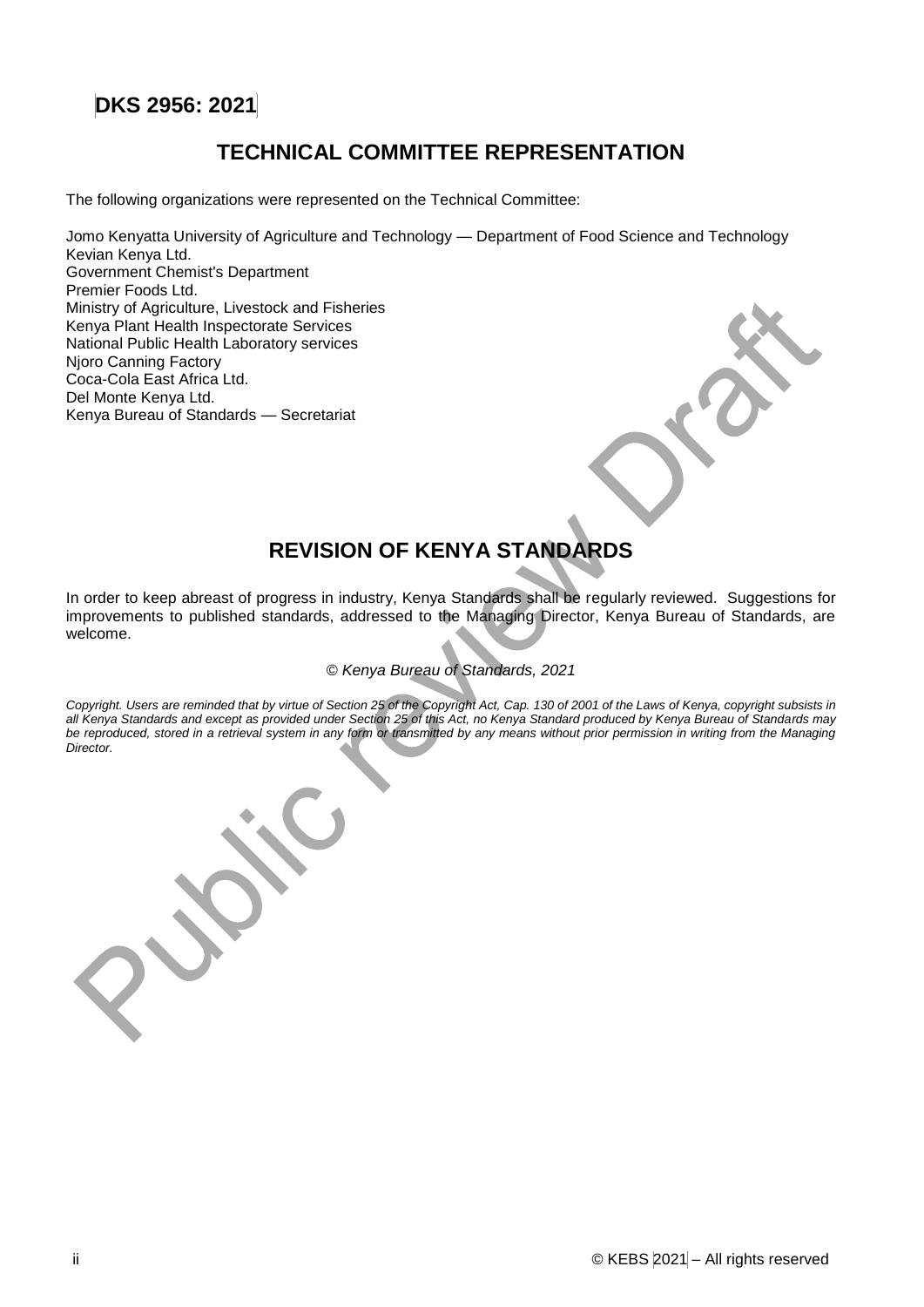## TECHNICAL COMMITTEE REPRESENTATION

The following organizations were represented on the Technical Committee:

Jomo Kenyatta University of Agriculture and Technology — Department of Food Science and Technology
Kevian Kenya Ltd.
Government Chemist's Department
Premier Foods Ltd.
Ministry of Agriculture, Livestock and Fisheries
Kenya Plant Health Inspectorate Services
National Public Health Laboratory services
Njoro Canning Factory
Coca-Cola East Africa Ltd.
Del Monte Kenya Ltd.
Kenya Bureau of Standards — Secretariat

## REVISION OF KENYA STANDARDS

In order to keep abreast of progress in industry, Kenya Standards shall be regularly reviewed. Suggestions for improvements to published standards, addressed to the Managing Director, Kenya Bureau of Standards, are welcome.

*© Kenya Bureau of Standards, 2021*

*Copyright. Users are reminded that by virtue of Section 25 of the Copyright Act, Cap. 130 of 2001 of the Laws of Kenya, copyright subsists in all Kenya Standards and except as provided under Section 25 of this Act, no Kenya Standard produced by Kenya Bureau of Standards may be reproduced, stored in a retrieval system in any form or transmitted by any means without prior permission in writing from the Managing Director.*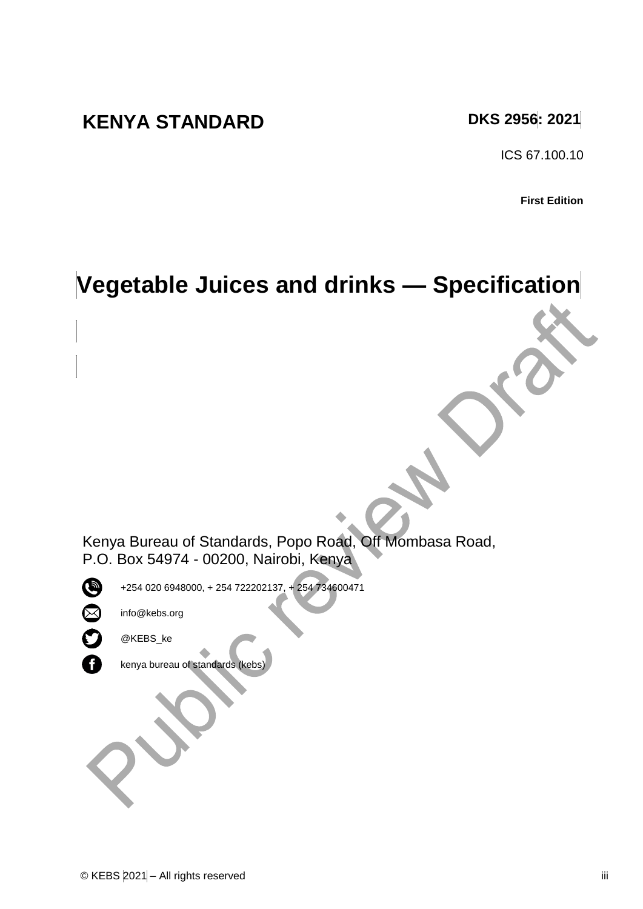**KENYA STANDARD** **DKS 2956: 2021**

ICS 67.100.10

**First Edition**

# Vegetable Juices and drinks — Specification

Public review Draft

Kenya Bureau of Standards, Popo Road, Off Mombasa Road,
P.O. Box 54974 - 00200, Nairobi, Kenya

+254 020 6948000, + 254 722202137, + 254 734600471

info@kebs.org

@KEBS_ke

kenya bureau of standards (kebs)

© KEBS 2021 – All rights reserved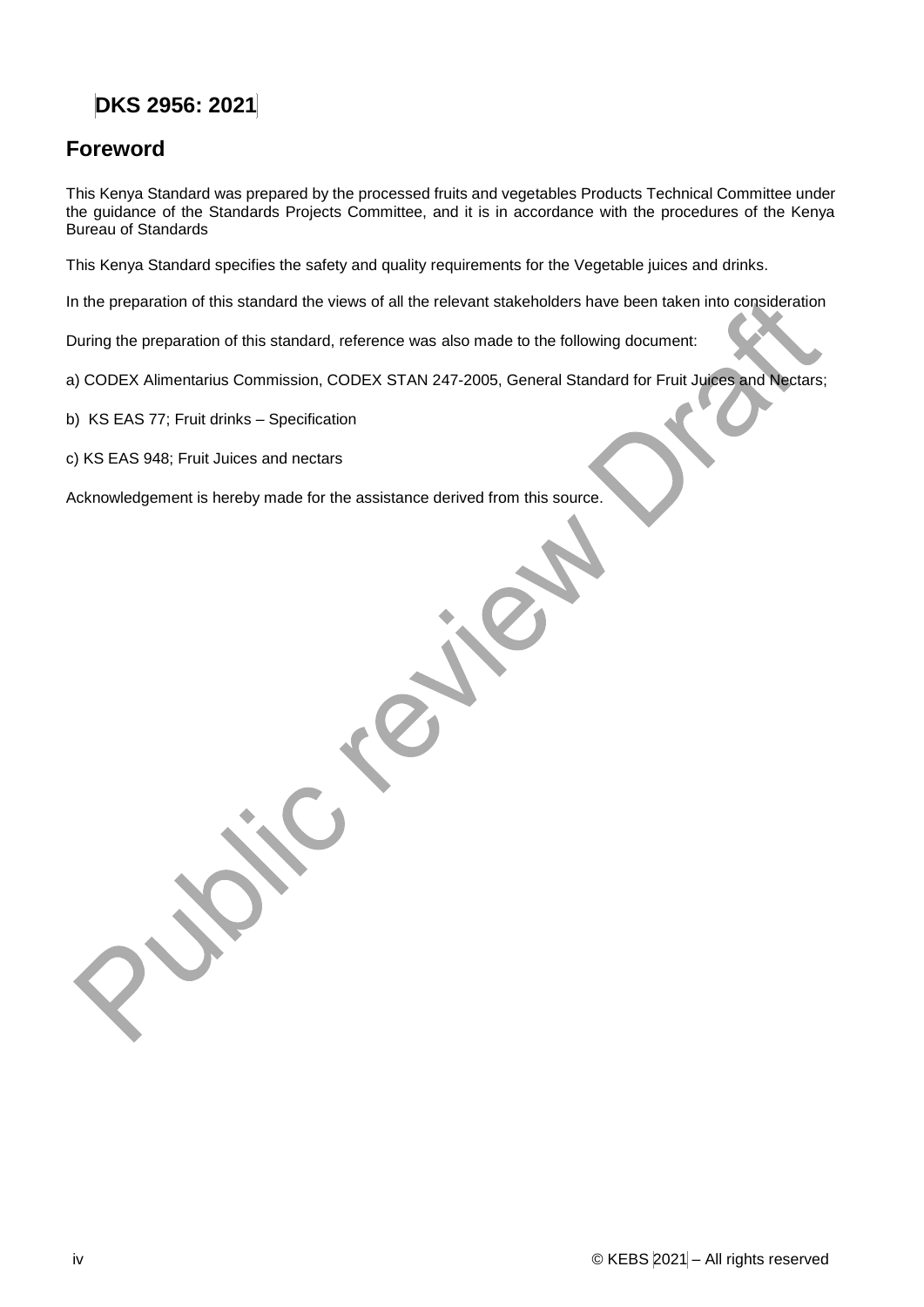## DKS 2956: 2021

## Foreword

This Kenya Standard was prepared by the processed fruits and vegetables Products Technical Committee under the guidance of the Standards Projects Committee, and it is in accordance with the procedures of the Kenya Bureau of Standards

This Kenya Standard specifies the safety and quality requirements for the Vegetable juices and drinks.

In the preparation of this standard the views of all the relevant stakeholders have been taken into consideration

During the preparation of this standard, reference was also made to the following document:

a) CODEX Alimentarius Commission, CODEX STAN 247-2005, General Standard for Fruit Juices and Nectars;

b) KS EAS 77; Fruit drinks – Specification

c) KS EAS 948; Fruit Juices and nectars

Acknowledgement is hereby made for the assistance derived from this source.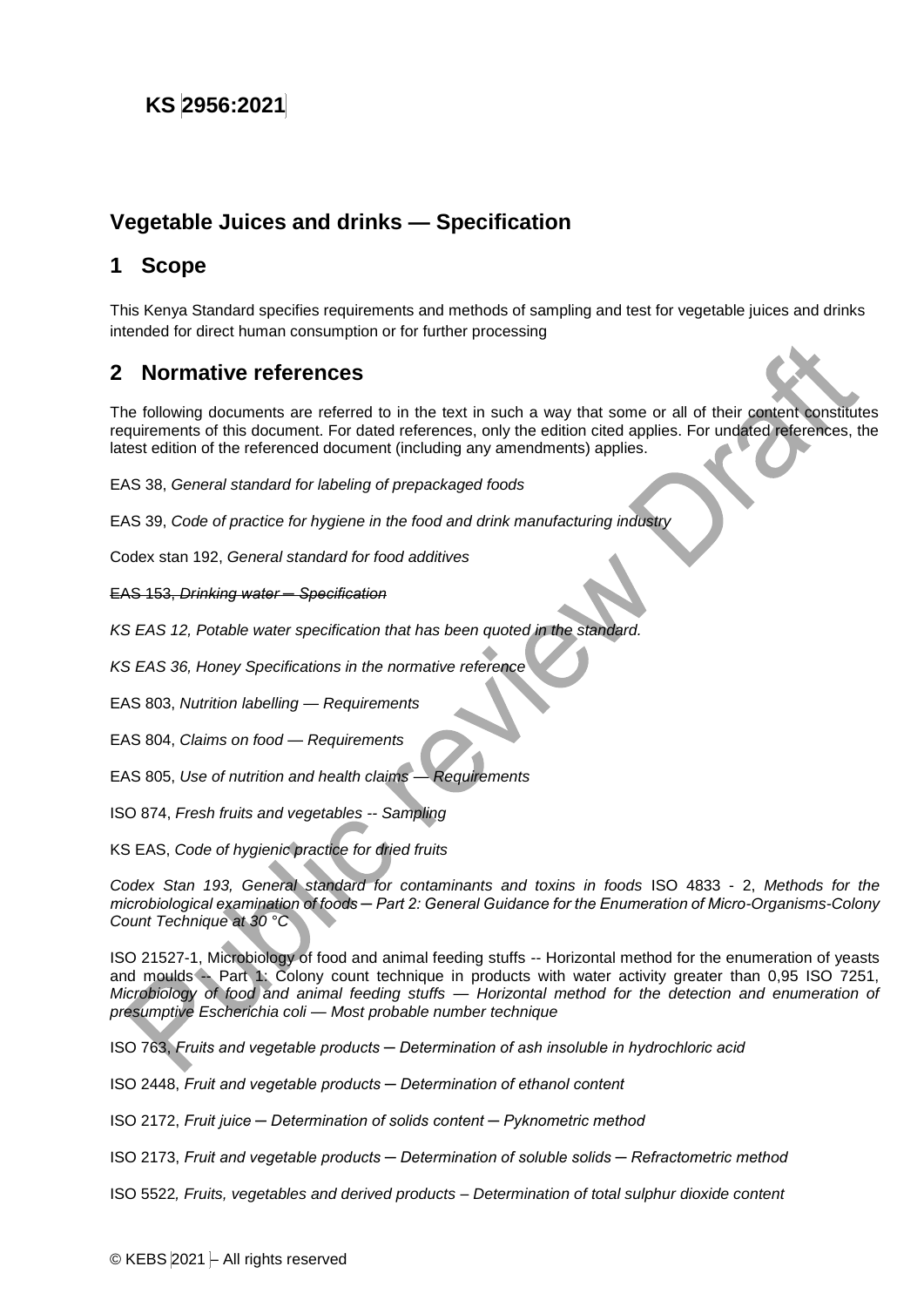# KS 2956:2021

## Vegetable Juices and drinks — Specification

## 1 Scope

This Kenya Standard specifies requirements and methods of sampling and test for vegetable juices and drinks intended for direct human consumption or for further processing

## 2 Normative references

The following documents are referred to in the text in such a way that some or all of their content constitutes requirements of this document. For dated references, only the edition cited applies. For undated references, the latest edition of the referenced document (including any amendments) applies.

EAS 38, *General standard for labeling of prepackaged foods*

EAS 39, *Code of practice for hygiene in the food and drink manufacturing industry*

Codex stan 192, *General standard for food additives*

~~EAS 153, *Drinking water — Specification*~~

*KS EAS 12, Potable water specification that has been quoted in the standard.*

*KS EAS 36, Honey Specifications in the normative reference*

EAS 803, *Nutrition labelling — Requirements*

EAS 804, *Claims on food — Requirements*

EAS 805, *Use of nutrition and health claims — Requirements*

ISO 874, *Fresh fruits and vegetables -- Sampling*

KS EAS, *Code of hygienic practice for dried fruits*

*Codex Stan 193, General standard for contaminants and toxins in foods* ISO 4833 - 2, *Methods for the microbiological examination of foods — Part 2: General Guidance for the Enumeration of Micro-Organisms-Colony Count Technique at 30 °C*

ISO 21527-1, Microbiology of food and animal feeding stuffs -- Horizontal method for the enumeration of yeasts and moulds -- Part 1: Colony count technique in products with water activity greater than 0,95 ISO 7251, *Microbiology of food and animal feeding stuffs — Horizontal method for the detection and enumeration of presumptive Escherichia coli — Most probable number technique*

ISO 763, *Fruits and vegetable products — Determination of ash insoluble in hydrochloric acid*

ISO 2448, *Fruit and vegetable products — Determination of ethanol content*

ISO 2172, *Fruit juice — Determination of solids content — Pyknometric method*

ISO 2173, *Fruit and vegetable products — Determination of soluble solids — Refractometric method*

ISO 5522*, Fruits, vegetables and derived products – Determination of total sulphur dioxide content*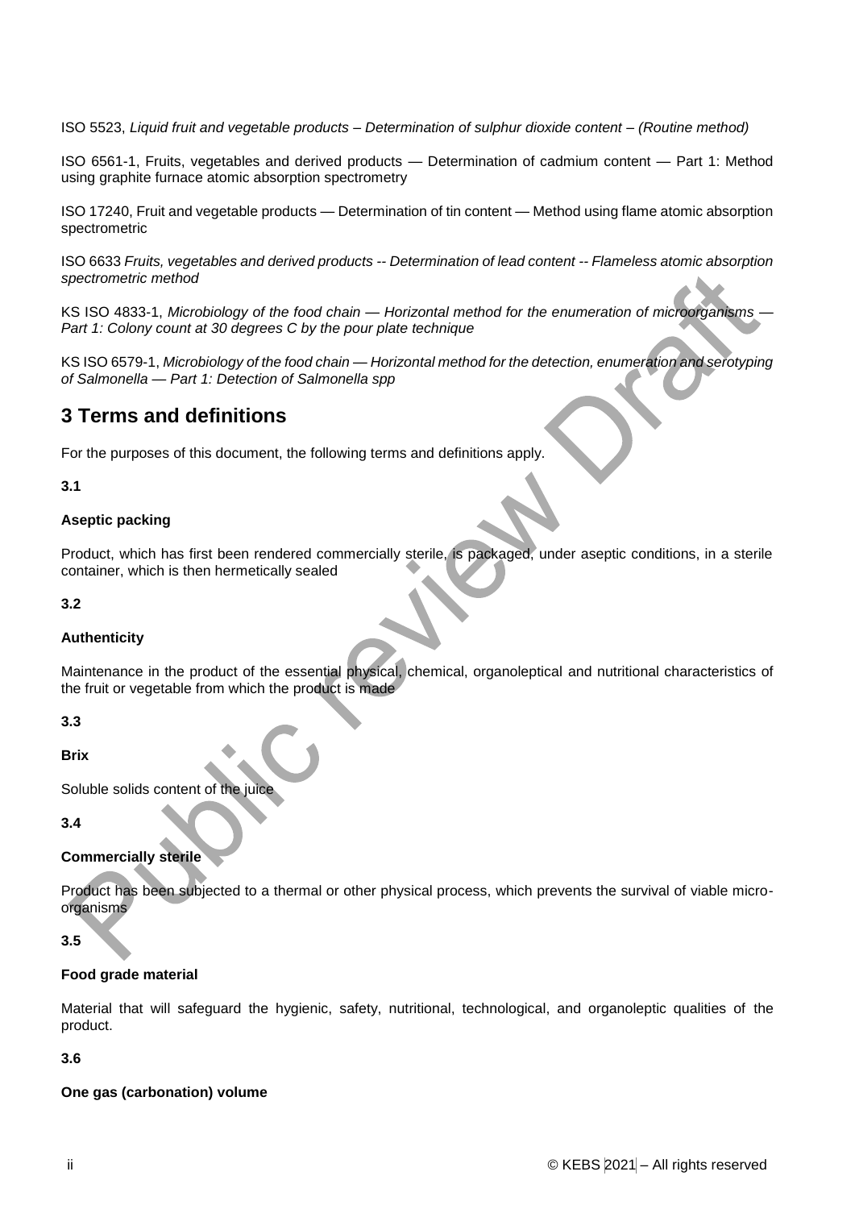ISO 5523, *Liquid fruit and vegetable products – Determination of sulphur dioxide content – (Routine method)*

ISO 6561-1, Fruits, vegetables and derived products — Determination of cadmium content — Part 1: Method using graphite furnace atomic absorption spectrometry

ISO 17240, Fruit and vegetable products — Determination of tin content — Method using flame atomic absorption spectrometric

ISO 6633 *Fruits, vegetables and derived products -- Determination of lead content -- Flameless atomic absorption spectrometric method*

KS ISO 4833-1, *Microbiology of the food chain — Horizontal method for the enumeration of microorganisms — Part 1: Colony count at 30 degrees C by the pour plate technique*

KS ISO 6579-1, *Microbiology of the food chain — Horizontal method for the detection, enumeration and serotyping of Salmonella — Part 1: Detection of Salmonella spp*

# 3 Terms and definitions

For the purposes of this document, the following terms and definitions apply.

**3.1**

**Aseptic packing**

Product, which has first been rendered commercially sterile, is packaged, under aseptic conditions, in a sterile container, which is then hermetically sealed

**3.2**

**Authenticity**

Maintenance in the product of the essential physical, chemical, organoleptical and nutritional characteristics of the fruit or vegetable from which the product is made

**3.3**

**Brix**

Soluble solids content of the juice

**3.4**

**Commercially sterile**

Product has been subjected to a thermal or other physical process, which prevents the survival of viable micro-organisms

**3.5**

**Food grade material**

Material that will safeguard the hygienic, safety, nutritional, technological, and organoleptic qualities of the product.

**3.6**

**One gas (carbonation) volume**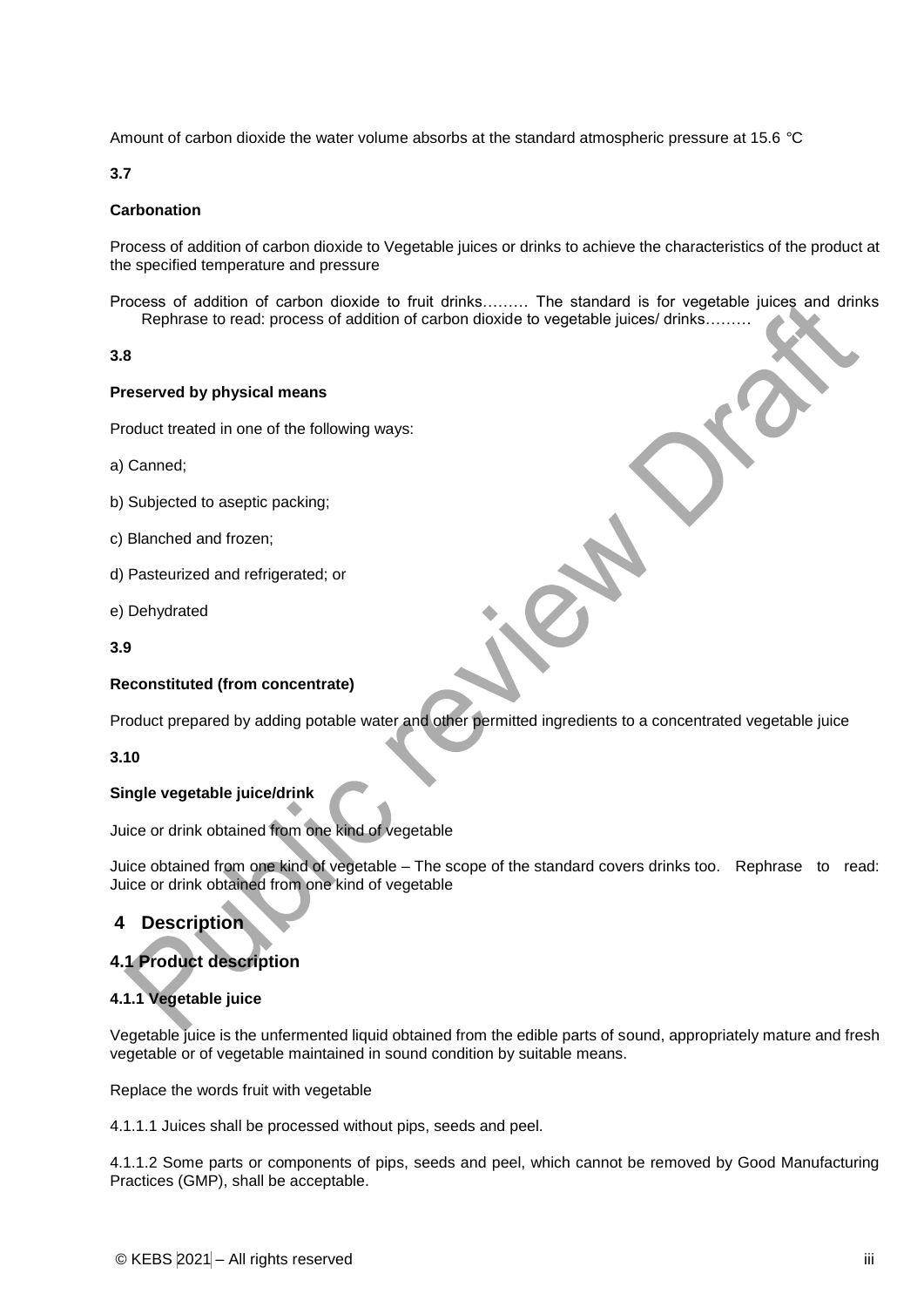Amount of carbon dioxide the water volume absorbs at the standard atmospheric pressure at 15.6 °C

**3.7**

**Carbonation**

Process of addition of carbon dioxide to Vegetable juices or drinks to achieve the characteristics of the product at the specified temperature and pressure

Process of addition of carbon dioxide to fruit drinks……… The standard is for vegetable juices and drinks Rephrase to read: process of addition of carbon dioxide to vegetable juices/ drinks………

**3.8**

**Preserved by physical means**

Product treated in one of the following ways:

a) Canned;

b) Subjected to aseptic packing;

c) Blanched and frozen;

d) Pasteurized and refrigerated; or

e) Dehydrated

**3.9**

**Reconstituted (from concentrate)**

Product prepared by adding potable water and other permitted ingredients to a concentrated vegetable juice

**3.10**

**Single vegetable juice/drink**

Juice or drink obtained from one kind of vegetable

Juice obtained from one kind of vegetable – The scope of the standard covers drinks too. Rephrase to read: Juice or drink obtained from one kind of vegetable

## 4 Description

### 4.1 Product description

#### 4.1.1 Vegetable juice

Vegetable juice is the unfermented liquid obtained from the edible parts of sound, appropriately mature and fresh vegetable or of vegetable maintained in sound condition by suitable means.

Replace the words fruit with vegetable

4.1.1.1 Juices shall be processed without pips, seeds and peel.

4.1.1.2 Some parts or components of pips, seeds and peel, which cannot be removed by Good Manufacturing Practices (GMP), shall be acceptable.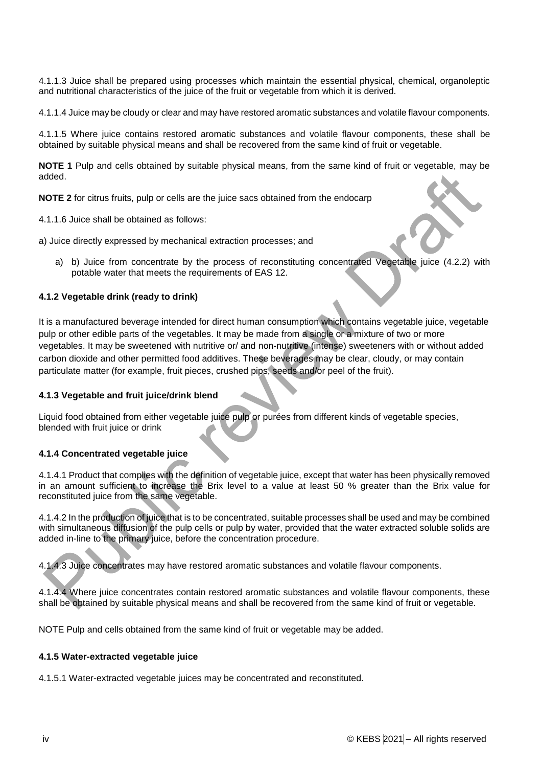4.1.1.3 Juice shall be prepared using processes which maintain the essential physical, chemical, organoleptic and nutritional characteristics of the juice of the fruit or vegetable from which it is derived.

4.1.1.4 Juice may be cloudy or clear and may have restored aromatic substances and volatile flavour components.

4.1.1.5 Where juice contains restored aromatic substances and volatile flavour components, these shall be obtained by suitable physical means and shall be recovered from the same kind of fruit or vegetable.

**NOTE 1** Pulp and cells obtained by suitable physical means, from the same kind of fruit or vegetable, may be added.

**NOTE 2** for citrus fruits, pulp or cells are the juice sacs obtained from the endocarp

4.1.1.6 Juice shall be obtained as follows:

a) Juice directly expressed by mechanical extraction processes; and

a) b) Juice from concentrate by the process of reconstituting concentrated Vegetable juice (4.2.2) with potable water that meets the requirements of EAS 12.

#### 4.1.2 Vegetable drink (ready to drink)

It is a manufactured beverage intended for direct human consumption which contains vegetable juice, vegetable pulp or other edible parts of the vegetables. It may be made from a single or a mixture of two or more vegetables. It may be sweetened with nutritive or/ and non-nutritive (intense) sweeteners with or without added carbon dioxide and other permitted food additives. These beverages may be clear, cloudy, or may contain particulate matter (for example, fruit pieces, crushed pips, seeds and/or peel of the fruit).

#### 4.1.3 Vegetable and fruit juice/drink blend

Liquid food obtained from either vegetable juice pulp or purées from different kinds of vegetable species, blended with fruit juice or drink

#### 4.1.4 Concentrated vegetable juice

4.1.4.1 Product that complies with the definition of vegetable juice, except that water has been physically removed in an amount sufficient to increase the Brix level to a value at least 50 % greater than the Brix value for reconstituted juice from the same vegetable.

4.1.4.2 In the production of juice that is to be concentrated, suitable processes shall be used and may be combined with simultaneous diffusion of the pulp cells or pulp by water, provided that the water extracted soluble solids are added in-line to the primary juice, before the concentration procedure.

4.1.4.3 Juice concentrates may have restored aromatic substances and volatile flavour components.

4.1.4.4 Where juice concentrates contain restored aromatic substances and volatile flavour components, these shall be obtained by suitable physical means and shall be recovered from the same kind of fruit or vegetable.

NOTE Pulp and cells obtained from the same kind of fruit or vegetable may be added.

#### 4.1.5 Water-extracted vegetable juice

4.1.5.1 Water-extracted vegetable juices may be concentrated and reconstituted.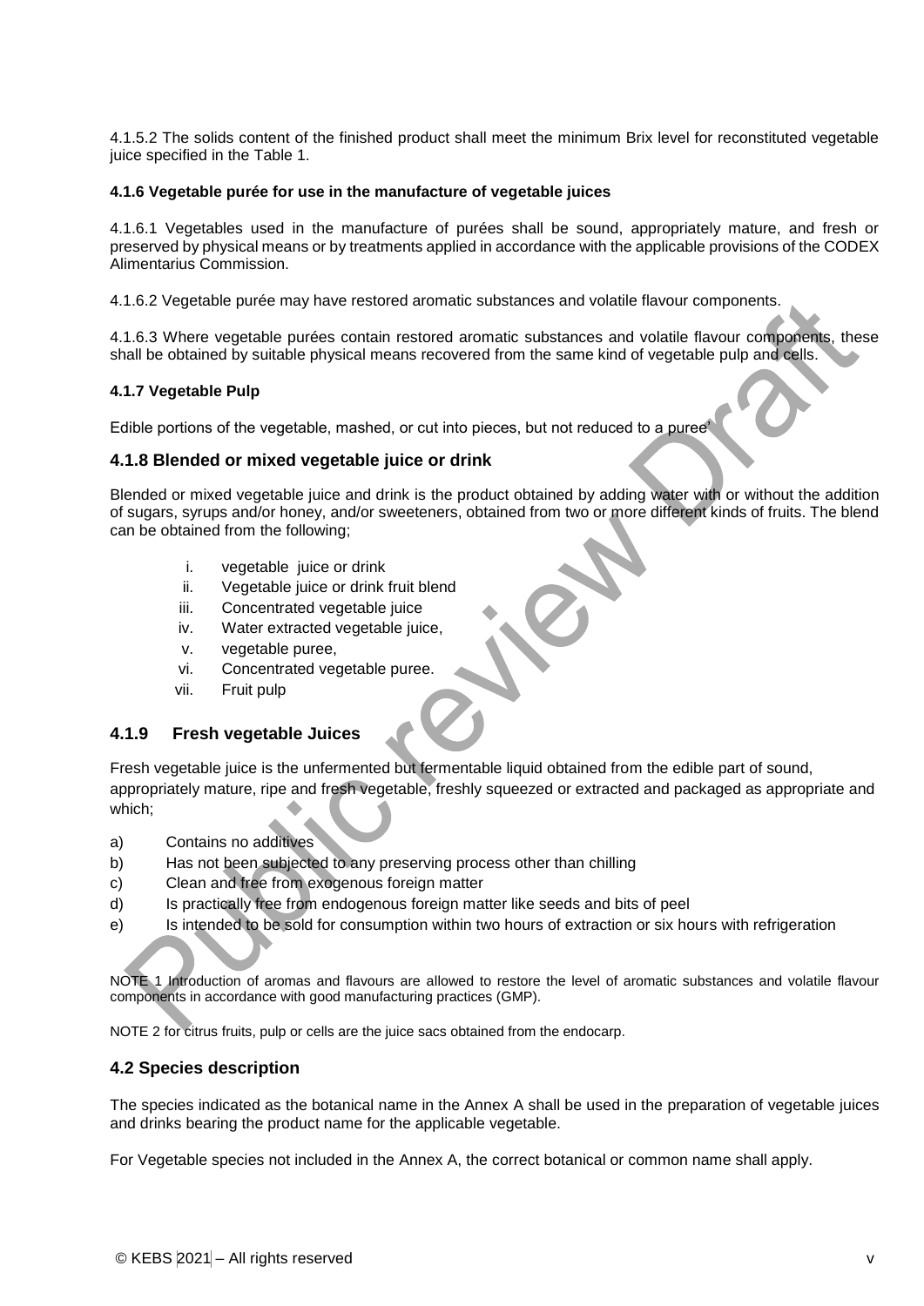4.1.5.2 The solids content of the finished product shall meet the minimum Brix level for reconstituted vegetable juice specified in the Table 1.

#### 4.1.6 Vegetable purée for use in the manufacture of vegetable juices

4.1.6.1 Vegetables used in the manufacture of purées shall be sound, appropriately mature, and fresh or preserved by physical means or by treatments applied in accordance with the applicable provisions of the CODEX Alimentarius Commission.

4.1.6.2 Vegetable purée may have restored aromatic substances and volatile flavour components.

4.1.6.3 Where vegetable purées contain restored aromatic substances and volatile flavour components, these shall be obtained by suitable physical means recovered from the same kind of vegetable pulp and cells.

#### 4.1.7 Vegetable Pulp

Edible portions of the vegetable, mashed, or cut into pieces, but not reduced to a puree'

### 4.1.8 Blended or mixed vegetable juice or drink

Blended or mixed vegetable juice and drink is the product obtained by adding water with or without the addition of sugars, syrups and/or honey, and/or sweeteners, obtained from two or more different kinds of fruits. The blend can be obtained from the following;

i. vegetable juice or drink
ii. Vegetable juice or drink fruit blend
iii. Concentrated vegetable juice
iv. Water extracted vegetable juice,
v. vegetable puree,
vi. Concentrated vegetable puree.
vii. Fruit pulp

### 4.1.9 Fresh vegetable Juices

Fresh vegetable juice is the unfermented but fermentable liquid obtained from the edible part of sound, appropriately mature, ripe and fresh vegetable, freshly squeezed or extracted and packaged as appropriate and which;

a) Contains no additives
b) Has not been subjected to any preserving process other than chilling
c) Clean and free from exogenous foreign matter
d) Is practically free from endogenous foreign matter like seeds and bits of peel
e) Is intended to be sold for consumption within two hours of extraction or six hours with refrigeration

NOTE 1 Introduction of aromas and flavours are allowed to restore the level of aromatic substances and volatile flavour components in accordance with good manufacturing practices (GMP).

NOTE 2 for citrus fruits, pulp or cells are the juice sacs obtained from the endocarp.

### 4.2 Species description

The species indicated as the botanical name in the Annex A shall be used in the preparation of vegetable juices and drinks bearing the product name for the applicable vegetable.

For Vegetable species not included in the Annex A, the correct botanical or common name shall apply.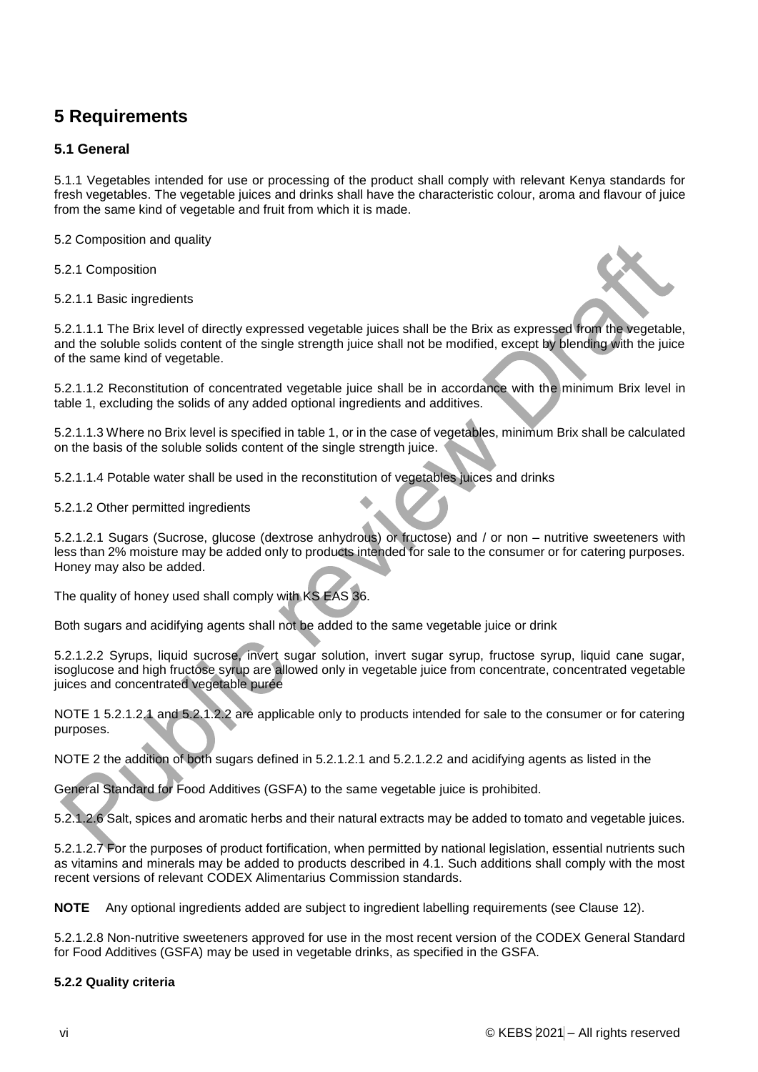## 5 Requirements

### 5.1 General

5.1.1 Vegetables intended for use or processing of the product shall comply with relevant Kenya standards for fresh vegetables. The vegetable juices and drinks shall have the characteristic colour, aroma and flavour of juice from the same kind of vegetable and fruit from which it is made.

5.2 Composition and quality

5.2.1 Composition

5.2.1.1 Basic ingredients

5.2.1.1.1 The Brix level of directly expressed vegetable juices shall be the Brix as expressed from the vegetable, and the soluble solids content of the single strength juice shall not be modified, except by blending with the juice of the same kind of vegetable.

5.2.1.1.2 Reconstitution of concentrated vegetable juice shall be in accordance with the minimum Brix level in table 1, excluding the solids of any added optional ingredients and additives.

5.2.1.1.3 Where no Brix level is specified in table 1, or in the case of vegetables, minimum Brix shall be calculated on the basis of the soluble solids content of the single strength juice.

5.2.1.1.4 Potable water shall be used in the reconstitution of vegetables juices and drinks

5.2.1.2 Other permitted ingredients

5.2.1.2.1 Sugars (Sucrose, glucose (dextrose anhydrous) or fructose) and / or non – nutritive sweeteners with less than 2% moisture may be added only to products intended for sale to the consumer or for catering purposes. Honey may also be added.

The quality of honey used shall comply with KS EAS 36.

Both sugars and acidifying agents shall not be added to the same vegetable juice or drink

5.2.1.2.2 Syrups, liquid sucrose, invert sugar solution, invert sugar syrup, fructose syrup, liquid cane sugar, isoglucose and high fructose syrup are allowed only in vegetable juice from concentrate, concentrated vegetable juices and concentrated vegetable purée

NOTE 1 5.2.1.2.1 and 5.2.1.2.2 are applicable only to products intended for sale to the consumer or for catering purposes.

NOTE 2 the addition of both sugars defined in 5.2.1.2.1 and 5.2.1.2.2 and acidifying agents as listed in the

General Standard for Food Additives (GSFA) to the same vegetable juice is prohibited.

5.2.1.2.6 Salt, spices and aromatic herbs and their natural extracts may be added to tomato and vegetable juices.

5.2.1.2.7 For the purposes of product fortification, when permitted by national legislation, essential nutrients such as vitamins and minerals may be added to products described in 4.1. Such additions shall comply with the most recent versions of relevant CODEX Alimentarius Commission standards.

**NOTE** Any optional ingredients added are subject to ingredient labelling requirements (see Clause 12).

5.2.1.2.8 Non-nutritive sweeteners approved for use in the most recent version of the CODEX General Standard for Food Additives (GSFA) may be used in vegetable drinks, as specified in the GSFA.

#### 5.2.2 Quality criteria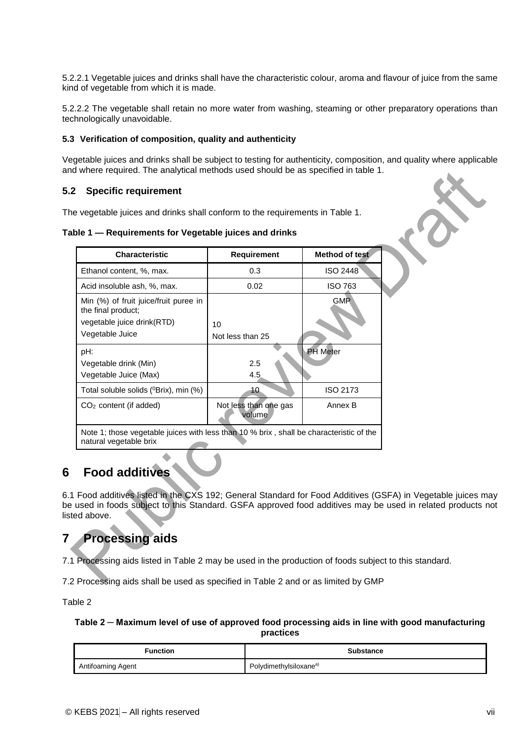5.2.2.1 Vegetable juices and drinks shall have the characteristic colour, aroma and flavour of juice from the same kind of vegetable from which it is made.

5.2.2.2 The vegetable shall retain no more water from washing, steaming or other preparatory operations than technologically unavoidable.

**5.3 Verification of composition, quality and authenticity**

Vegetable juices and drinks shall be subject to testing for authenticity, composition, and quality where applicable and where required. The analytical methods used should be as specified in table 1.

## 5.2 Specific requirement

The vegetable juices and drinks shall conform to the requirements in Table 1.

**Table 1 — Requirements for Vegetable juices and drinks**

| Characteristic | Requirement | Method of test |
|---|---|---|
| Ethanol content, %, max. | 0.3 | ISO 2448 |
| Acid insoluble ash, %, max. | 0.02 | ISO 763 |
| Min (%) of fruit juice/fruit puree in the final product;<br>vegetable juice drink(RTD)<br>Vegetable Juice | <br>10<br>Not less than 25 | GMP |
| pH:<br>Vegetable drink (Min)<br>Vegetable Juice (Max) | <br>2.5<br>4.5 | PH Meter |
| Total soluble solids ($^0$Brix), min (%) | 10 | ISO 2173 |
| $CO_2$ content (if added) | Not less than one gas volume | Annex B |
| Note 1; those vegetable juices with less than 10 % brix , shall be characteristic of the natural vegetable brix | | |

# 6 Food additives

6.1 Food additives listed in the CXS 192; General Standard for Food Additives (GSFA) in Vegetable juices may be used in foods subject to this Standard. GSFA approved food additives may be used in related products not listed above.

# 7 Processing aids

7.1 Processing aids listed in Table 2 may be used in the production of foods subject to this standard.

7.2 Processing aids shall be used as specified in Table 2 and or as limited by GMP

Table 2

**Table 2 ─ Maximum level of use of approved food processing aids in line with good manufacturing practices**

| Function | Substance |
|---|---|
| Antifoaming Agent | Polydimethylsiloxane[a)] |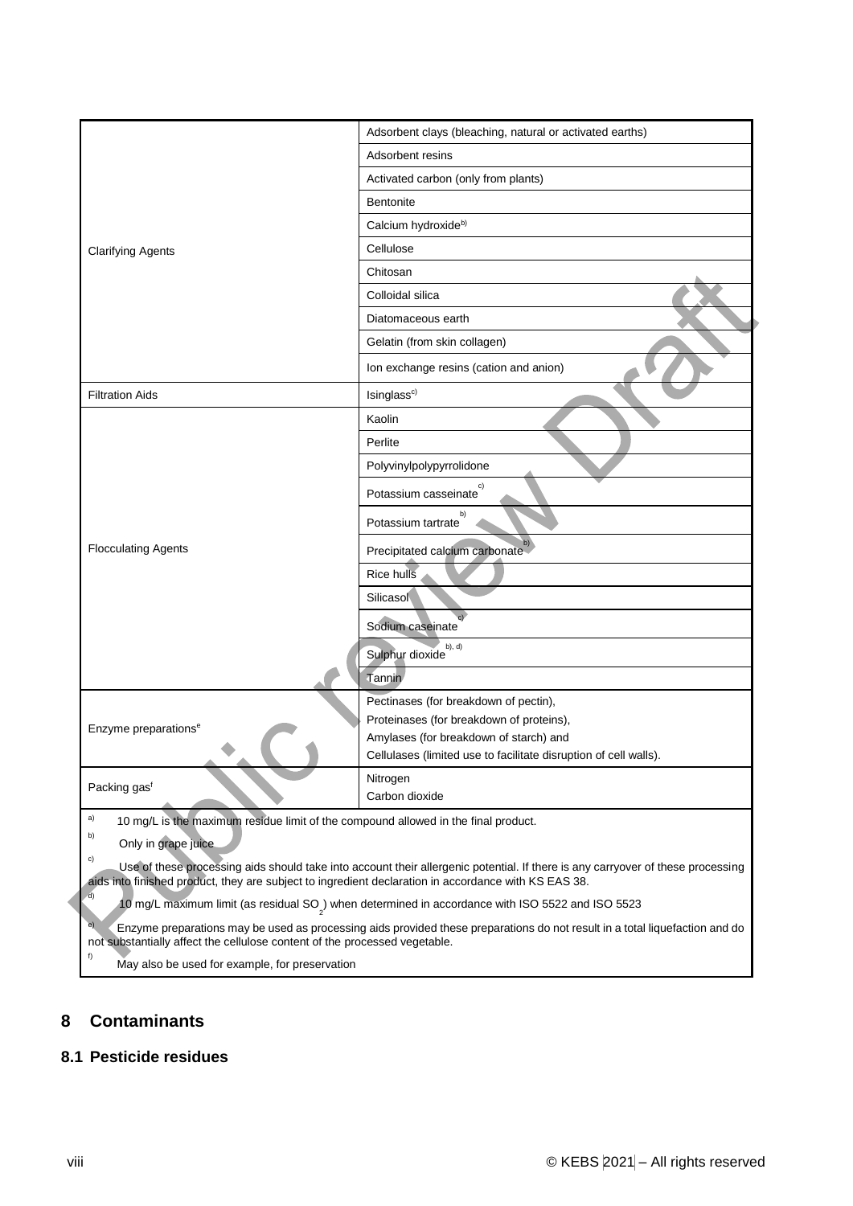| | |
|---|---|
| Clarifying Agents | Adsorbent clays (bleaching, natural or activated earths) |
| | Adsorbent resins |
| | Activated carbon (only from plants) |
| | Bentonite |
| | Calcium hydroxide[b)] |
| | Cellulose |
| | Chitosan |
| | Colloidal silica |
| | Diatomaceous earth |
| | Gelatin (from skin collagen) |
| | Ion exchange resins (cation and anion) |
| Filtration Aids | Isinglass[c)] |
| Flocculating Agents | Kaolin |
| | Perlite |
| | Polyvinylpolypyrrolidone |
| | Potassium casseinate[c)] |
| | Potassium tartrate[b)] |
| | Precipitated calcium carbonate[b)] |
| | Rice hulls |
| | Silicasol |
| | Sodium caseinate[c)] |
| | Sulphur dioxide[b), d)] |
| | Tannin |
| Enzyme preparations[e] | Pectinases (for breakdown of pectin), Proteinases (for breakdown of proteins), Amylases (for breakdown of starch) and Cellulases (limited use to facilitate disruption of cell walls). |
| Packing gas[f] | Nitrogen Carbon dioxide |

[a)] 10 mg/L is the maximum residue limit of the compound allowed in the final product.

[b)] Only in grape juice

[c)] Use of these processing aids should take into account their allergenic potential. If there is any carryover of these processing aids into finished product, they are subject to ingredient declaration in accordance with KS EAS 38.

[d)] 10 mg/L maximum limit (as residual $SO_2$) when determined in accordance with ISO 5522 and ISO 5523

[e)] Enzyme preparations may be used as processing aids provided these preparations do not result in a total liquefaction and do not substantially affect the cellulose content of the processed vegetable.

[f)] May also be used for example, for preservation

# 8 Contaminants

## 8.1 Pesticide residues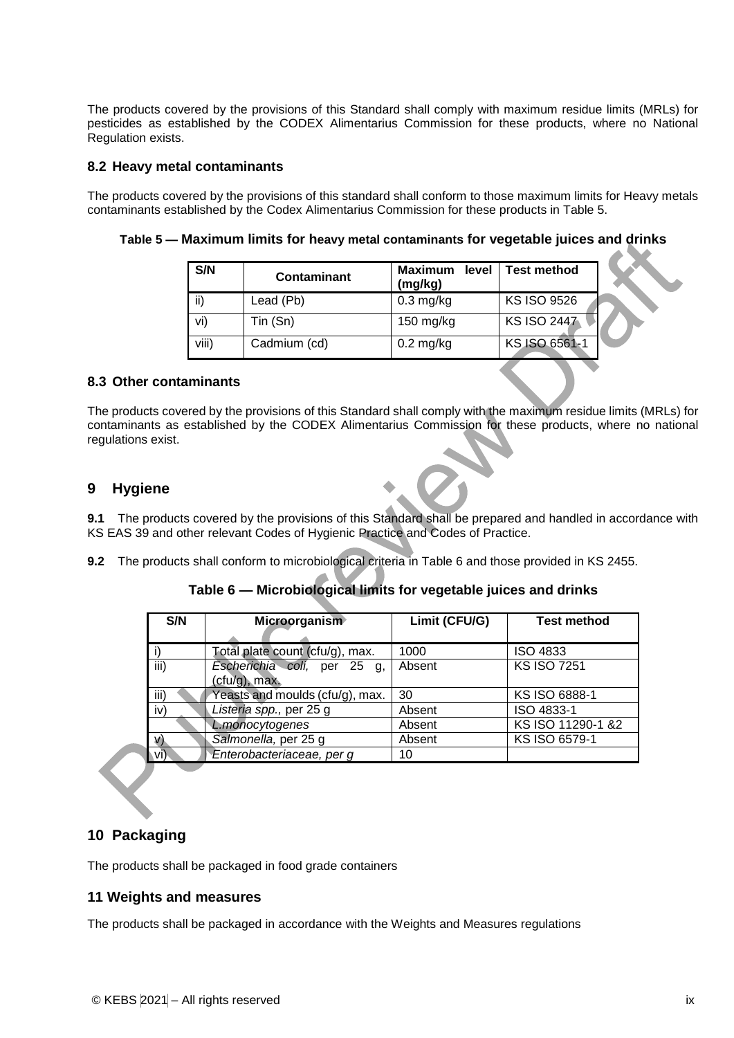The products covered by the provisions of this Standard shall comply with maximum residue limits (MRLs) for pesticides as established by the CODEX Alimentarius Commission for these products, where no National Regulation exists.

### 8.2 Heavy metal contaminants

The products covered by the provisions of this standard shall conform to those maximum limits for Heavy metals contaminants established by the Codex Alimentarius Commission for these products in Table 5.

**Table 5 — Maximum limits for heavy metal contaminants for vegetable juices and drinks**

| S/N | Contaminant | Maximum level (mg/kg) | Test method |
|---|---|---|---|
| ii) | Lead (Pb) | 0.3 mg/kg | KS ISO 9526 |
| vi) | Tin (Sn) | 150 mg/kg | KS ISO 2447 |
| viii) | Cadmium (cd) | 0.2 mg/kg | KS ISO 6561-1 |

### 8.3 Other contaminants

The products covered by the provisions of this Standard shall comply with the maximum residue limits (MRLs) for contaminants as established by the CODEX Alimentarius Commission for these products, where no national regulations exist.

## 9 Hygiene

**9.1** The products covered by the provisions of this Standard shall be prepared and handled in accordance with KS EAS 39 and other relevant Codes of Hygienic Practice and Codes of Practice.

**9.2** The products shall conform to microbiological criteria in Table 6 and those provided in KS 2455.

**Table 6 — Microbiological limits for vegetable juices and drinks**

| S/N | Microorganism | Limit (CFU/G) | Test method |
|---|---|---|---|
| i) | Total plate count (cfu/g), max. | 1000 | ISO 4833 |
| iii) | *Escherichia coli,* per 25 g, (cfu/g), max. | Absent | KS ISO 7251 |
| iii) | Yeasts and moulds (cfu/g), max. | 30 | KS ISO 6888-1 |
| iv) | *Listeria spp.,* per 25 g | Absent | ISO 4833-1 |
| | *L.monocytogenes* | Absent | KS ISO 11290-1 &2 |
| v) | *Salmonella,* per 25 g | Absent | KS ISO 6579-1 |
| vi) | *Enterobacteriaceae, per g* | 10 | |

## 10 Packaging

The products shall be packaged in food grade containers

### 11 Weights and measures

The products shall be packaged in accordance with the Weights and Measures regulations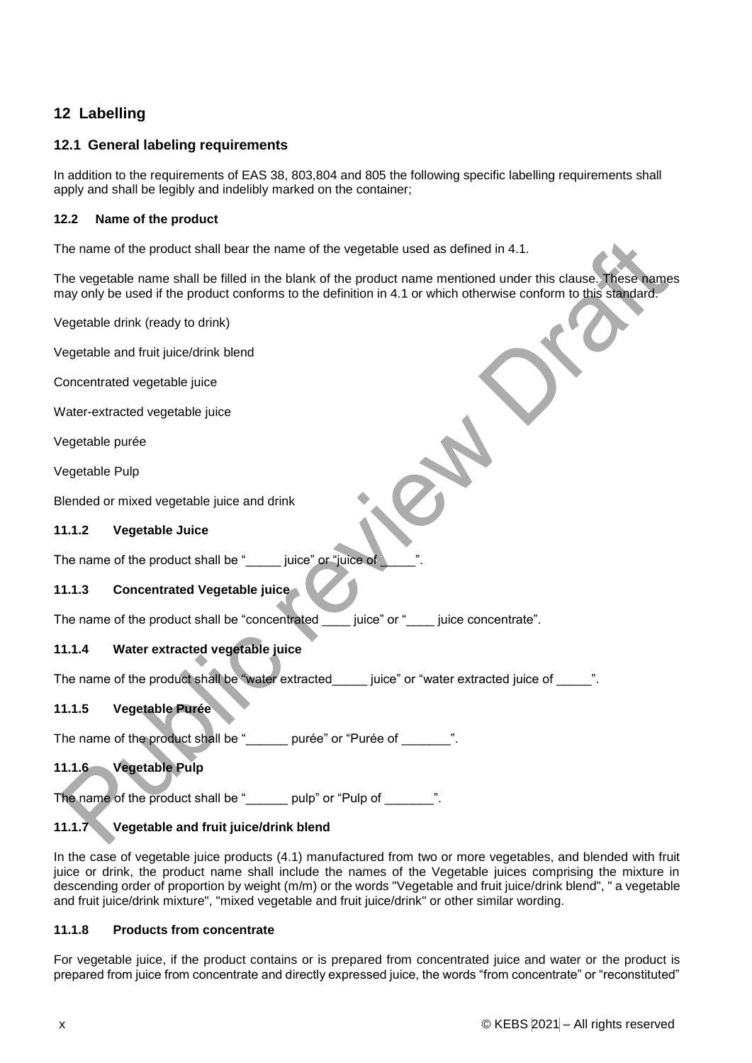## 12 Labelling

### 12.1 General labeling requirements

In addition to the requirements of EAS 38, 803,804 and 805 the following specific labelling requirements shall apply and shall be legibly and indelibly marked on the container;

#### 12.2 Name of the product

The name of the product shall bear the name of the vegetable used as defined in 4.1.

The vegetable name shall be filled in the blank of the product name mentioned under this clause. These names may only be used if the product conforms to the definition in 4.1 or which otherwise conform to this standard.

Vegetable drink (ready to drink)

Vegetable and fruit juice/drink blend

Concentrated vegetable juice

Water-extracted vegetable juice

Vegetable purée

Vegetable Pulp

Blended or mixed vegetable juice and drink

#### 11.1.2 Vegetable Juice

The name of the product shall be "_____ juice" or "juice of _____".

#### 11.1.3 Concentrated Vegetable juice

The name of the product shall be "concentrated ____ juice" or "____ juice concentrate".

#### 11.1.4 Water extracted vegetable juice

The name of the product shall be "water extracted_____ juice" or "water extracted juice of _____".

#### 11.1.5 Vegetable Purée

The name of the product shall be "______ purée" or "Purée of _______".

#### 11.1.6 Vegetable Pulp

The name of the product shall be "______ pulp" or "Pulp of _______".

#### 11.1.7 Vegetable and fruit juice/drink blend

In the case of vegetable juice products (4.1) manufactured from two or more vegetables, and blended with fruit juice or drink, the product name shall include the names of the Vegetable juices comprising the mixture in descending order of proportion by weight (m/m) or the words "Vegetable and fruit juice/drink blend", " a vegetable and fruit juice/drink mixture", "mixed vegetable and fruit juice/drink" or other similar wording.

#### 11.1.8 Products from concentrate

For vegetable juice, if the product contains or is prepared from concentrated juice and water or the product is prepared from juice from concentrate and directly expressed juice, the words "from concentrate" or "reconstituted"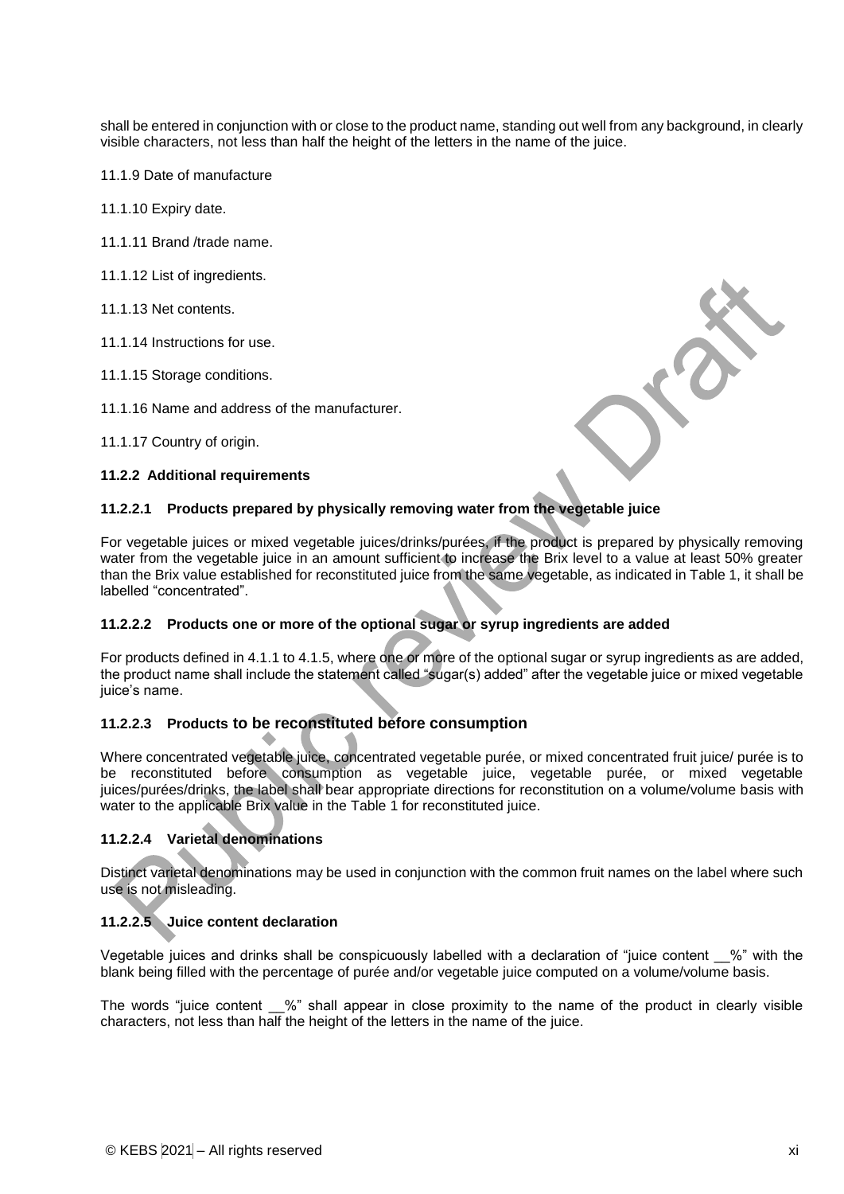shall be entered in conjunction with or close to the product name, standing out well from any background, in clearly visible characters, not less than half the height of the letters in the name of the juice.

11.1.9 Date of manufacture

11.1.10 Expiry date.

11.1.11 Brand /trade name.

11.1.12 List of ingredients.

11.1.13 Net contents.

11.1.14 Instructions for use.

11.1.15 Storage conditions.

11.1.16 Name and address of the manufacturer.

11.1.17 Country of origin.

**11.2.2 Additional requirements**

**11.2.2.1 Products prepared by physically removing water from the vegetable juice**

For vegetable juices or mixed vegetable juices/drinks/purées, if the product is prepared by physically removing water from the vegetable juice in an amount sufficient to increase the Brix level to a value at least 50% greater than the Brix value established for reconstituted juice from the same vegetable, as indicated in Table 1, it shall be labelled "concentrated".

**11.2.2.2 Products one or more of the optional sugar or syrup ingredients are added**

For products defined in 4.1.1 to 4.1.5, where one or more of the optional sugar or syrup ingredients as are added, the product name shall include the statement called "sugar(s) added" after the vegetable juice or mixed vegetable juice's name.

**11.2.2.3 Products to be reconstituted before consumption**

Where concentrated vegetable juice, concentrated vegetable purée, or mixed concentrated fruit juice/ purée is to be reconstituted before consumption as vegetable juice, vegetable purée, or mixed vegetable juices/purées/drinks, the label shall bear appropriate directions for reconstitution on a volume/volume basis with water to the applicable Brix value in the Table 1 for reconstituted juice.

**11.2.2.4 Varietal denominations**

Distinct varietal denominations may be used in conjunction with the common fruit names on the label where such use is not misleading.

**11.2.2.5 Juice content declaration**

Vegetable juices and drinks shall be conspicuously labelled with a declaration of "juice content __%" with the blank being filled with the percentage of purée and/or vegetable juice computed on a volume/volume basis.

The words "juice content __%" shall appear in close proximity to the name of the product in clearly visible characters, not less than half the height of the letters in the name of the juice.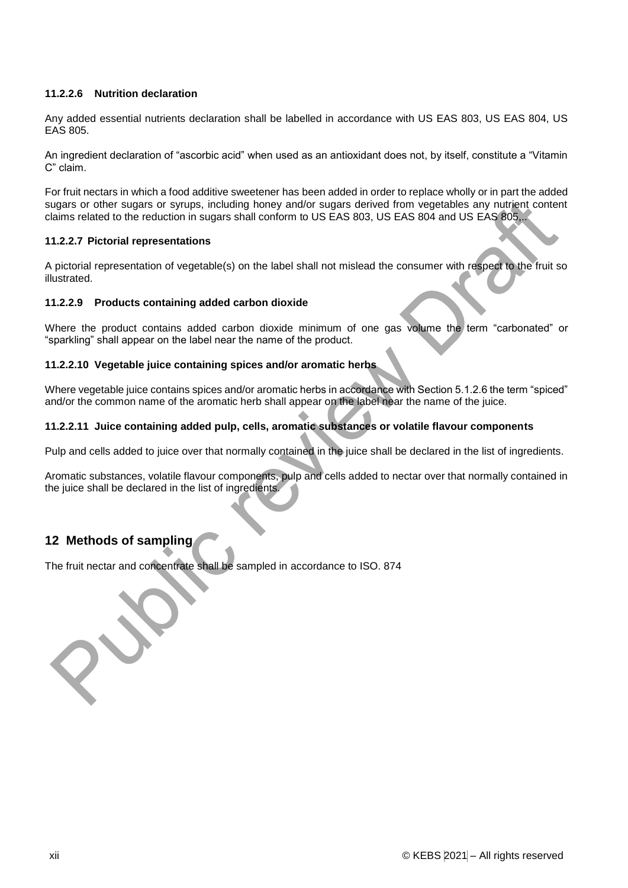#### 11.2.2.6 Nutrition declaration

Any added essential nutrients declaration shall be labelled in accordance with US EAS 803, US EAS 804, US EAS 805.

An ingredient declaration of "ascorbic acid" when used as an antioxidant does not, by itself, constitute a "Vitamin C" claim.

For fruit nectars in which a food additive sweetener has been added in order to replace wholly or in part the added sugars or other sugars or syrups, including honey and/or sugars derived from vegetables any nutrient content claims related to the reduction in sugars shall conform to US EAS 803, US EAS 804 and US EAS 805,.

#### 11.2.2.7 Pictorial representations

A pictorial representation of vegetable(s) on the label shall not mislead the consumer with respect to the fruit so illustrated.

#### 11.2.2.9 Products containing added carbon dioxide

Where the product contains added carbon dioxide minimum of one gas volume the term "carbonated" or "sparkling" shall appear on the label near the name of the product.

#### 11.2.2.10 Vegetable juice containing spices and/or aromatic herbs

Where vegetable juice contains spices and/or aromatic herbs in accordance with Section 5.1.2.6 the term "spiced" and/or the common name of the aromatic herb shall appear on the label near the name of the juice.

#### 11.2.2.11 Juice containing added pulp, cells, aromatic substances or volatile flavour components

Pulp and cells added to juice over that normally contained in the juice shall be declared in the list of ingredients.

Aromatic substances, volatile flavour components, pulp and cells added to nectar over that normally contained in the juice shall be declared in the list of ingredients.

## 12 Methods of sampling

The fruit nectar and concentrate shall be sampled in accordance to ISO. 874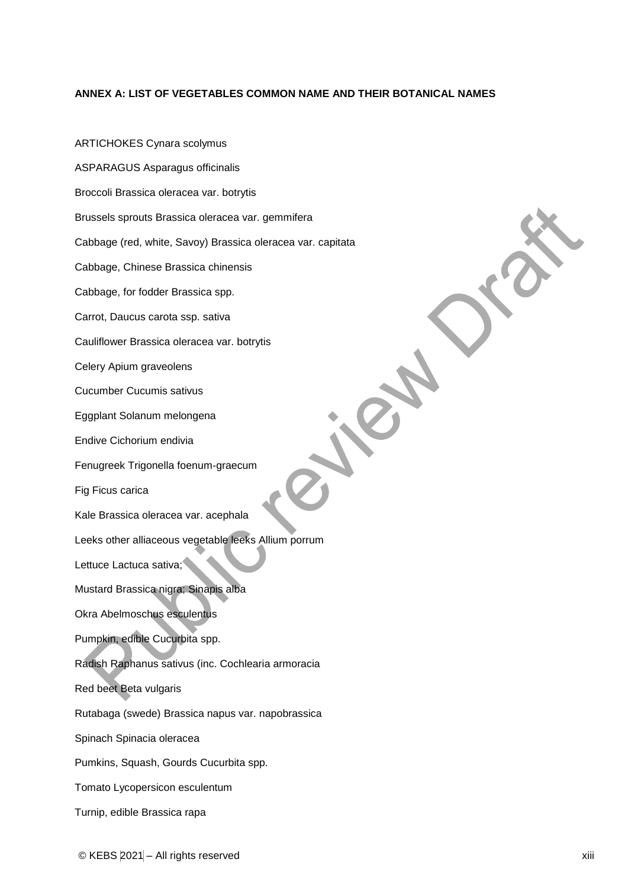**ANNEX A: LIST OF VEGETABLES COMMON NAME AND THEIR BOTANICAL NAMES**

ARTICHOKES Cynara scolymus

ASPARAGUS Asparagus officinalis

Broccoli Brassica oleracea var. botrytis

Brussels sprouts Brassica oleracea var. gemmifera

Cabbage (red, white, Savoy) Brassica oleracea var. capitata

Cabbage, Chinese Brassica chinensis

Cabbage, for fodder Brassica spp.

Carrot, Daucus carota ssp. sativa

Cauliflower Brassica oleracea var. botrytis

Celery Apium graveolens

Cucumber Cucumis sativus

Eggplant Solanum melongena

Endive Cichorium endivia

Fenugreek Trigonella foenum-graecum

Fig Ficus carica

Kale Brassica oleracea var. acephala

Leeks other alliaceous vegetable leeks Allium porrum

Lettuce Lactuca sativa;

Mustard Brassica nigra; Sinapis alba

Okra Abelmoschus esculentus

Pumpkin, edible Cucurbita spp.

Radish Raphanus sativus (inc. Cochlearia armoracia

Red beet Beta vulgaris

Rutabaga (swede) Brassica napus var. napobrassica

Spinach Spinacia oleracea

Pumkins, Squash, Gourds Cucurbita spp.

Tomato Lycopersicon esculentum

Turnip, edible Brassica rapa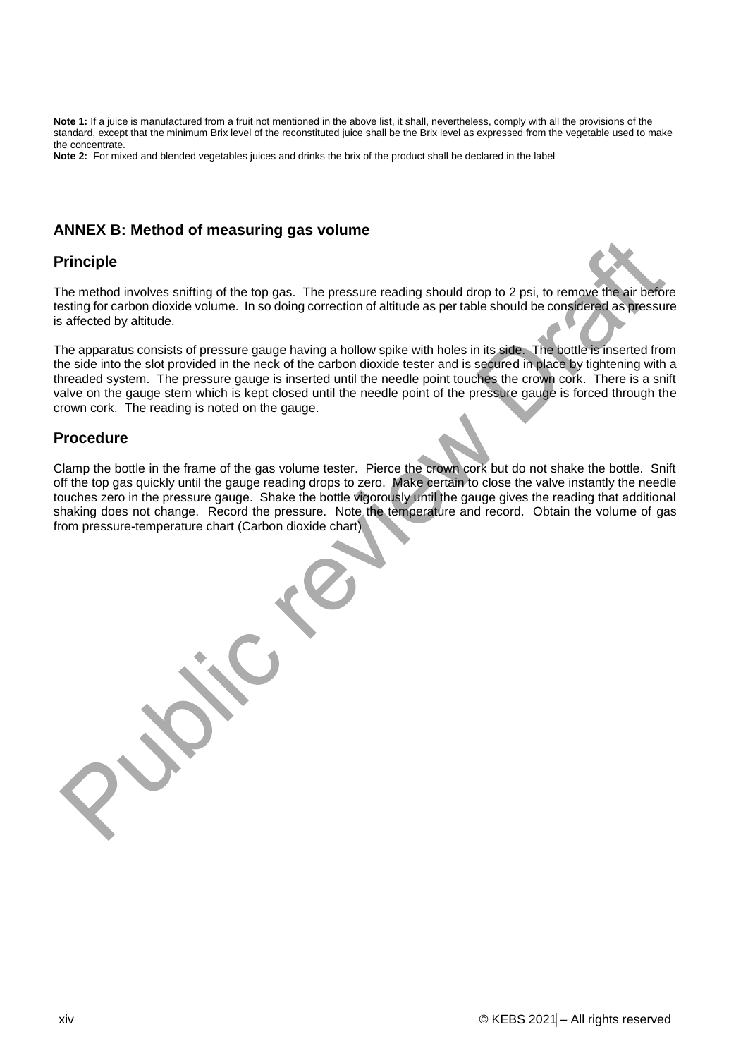**Note 1:** If a juice is manufactured from a fruit not mentioned in the above list, it shall, nevertheless, comply with all the provisions of the standard, except that the minimum Brix level of the reconstituted juice shall be the Brix level as expressed from the vegetable used to make the concentrate.
**Note 2:** For mixed and blended vegetables juices and drinks the brix of the product shall be declared in the label

## ANNEX B: Method of measuring gas volume

### Principle

The method involves snifting of the top gas. The pressure reading should drop to 2 psi, to remove the air before testing for carbon dioxide volume. In so doing correction of altitude as per table should be considered as pressure is affected by altitude.

The apparatus consists of pressure gauge having a hollow spike with holes in its side. The bottle is inserted from the side into the slot provided in the neck of the carbon dioxide tester and is secured in place by tightening with a threaded system. The pressure gauge is inserted until the needle point touches the crown cork. There is a snift valve on the gauge stem which is kept closed until the needle point of the pressure gauge is forced through the crown cork. The reading is noted on the gauge.

### Procedure

Clamp the bottle in the frame of the gas volume tester. Pierce the crown cork but do not shake the bottle. Snift off the top gas quickly until the gauge reading drops to zero. Make certain to close the valve instantly the needle touches zero in the pressure gauge. Shake the bottle vigorously until the gauge gives the reading that additional shaking does not change. Record the pressure. Note the temperature and record. Obtain the volume of gas from pressure-temperature chart (Carbon dioxide chart)